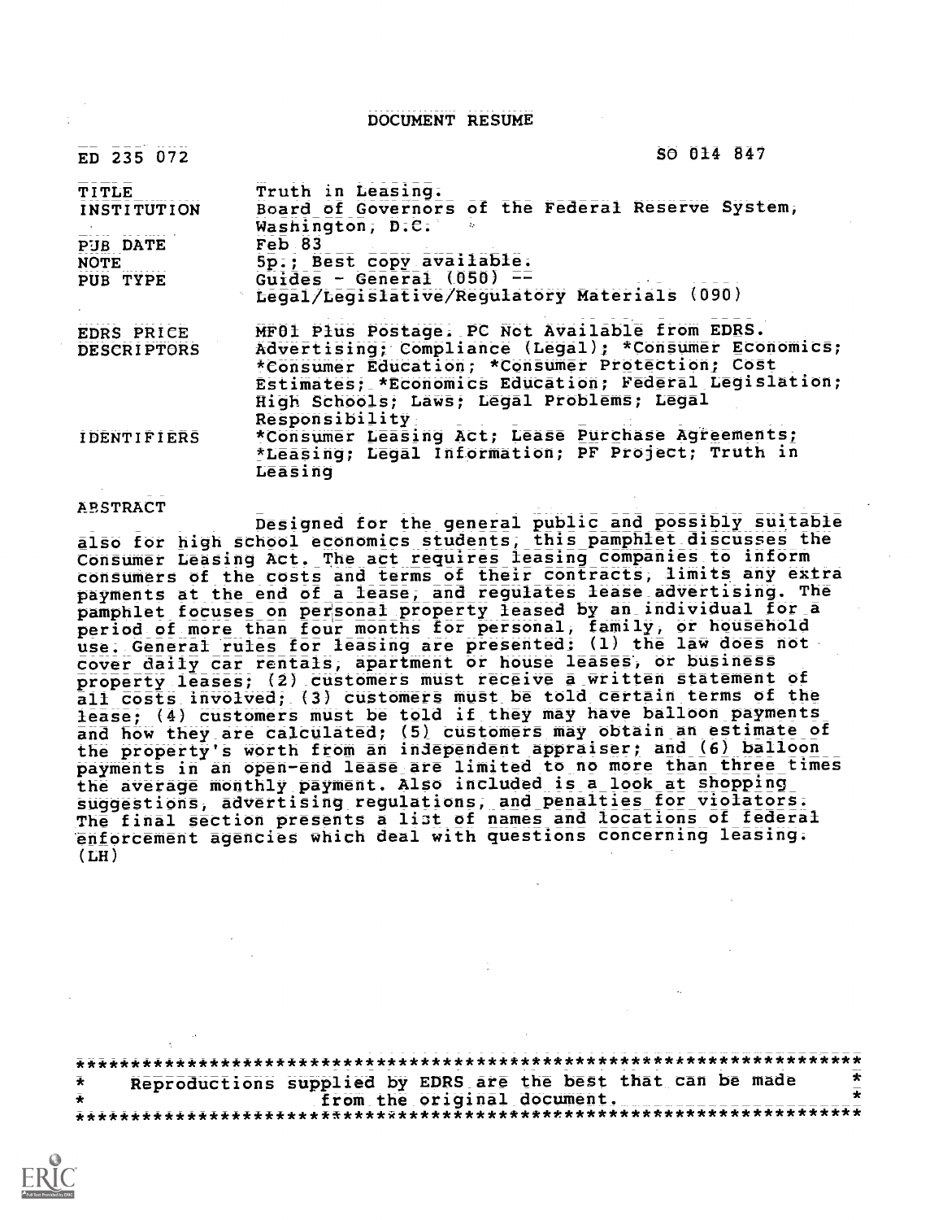# DOCUMENT RESUME

| | |
|---|---|
| ED 235 072 | SO 014 847 |
| TITLE | Truth in Leasing. |
| INSTITUTION | Board of Governors of the Federal Reserve System, Washington, D.C. |
| PUB DATE | Feb 83 |
| NOTE | 5p.; Best copy available. |
| PUB TYPE | Guides - General (050) -- Legal/Legislative/Regulatory Materials (090) |
| EDRS PRICE | MF01 Plus Postage. PC Not Available from EDRS. |
| DESCRIPTORS | Advertising; Compliance (Legal); *Consumer Economics; *Consumer Education; *Consumer Protection; Cost Estimates; *Economics Education; Federal Legislation; High Schools; Laws; Legal Problems; Legal Responsibility |
| IDENTIFIERS | *Consumer Leasing Act; Lease Purchase Agreements; *Leasing; Legal Information; PF Project; Truth in Leasing |

ABSTRACT

Designed for the general public and possibly suitable also for high school economics students, this pamphlet discusses the Consumer Leasing Act. The act requires leasing companies to inform consumers of the costs and terms of their contracts, limits any extra payments at the end of a lease, and regulates lease advertising. The pamphlet focuses on personal property leased by an individual for a period of more than four months for personal, family, or household use. General rules for leasing are presented: (1) the law does not cover daily car rentals, apartment or house leases, or business property leases; (2) customers must receive a written statement of all costs involved; (3) customers must be told certain terms of the lease; (4) customers must be told if they may have balloon payments and how they are calculated; (5) customers may obtain an estimate of the property's worth from an independent appraiser; and (6) balloon payments in an open-end lease are limited to no more than three times the average monthly payment. Also included is a look at shopping suggestions, advertising regulations, and penalties for violators. The final section presents a list of names and locations of federal enforcement agencies which deal with questions concerning leasing. (LH)

***********************************************************************
* Reproductions supplied by EDRS are the best that can be made *
* from the original document. *
***********************************************************************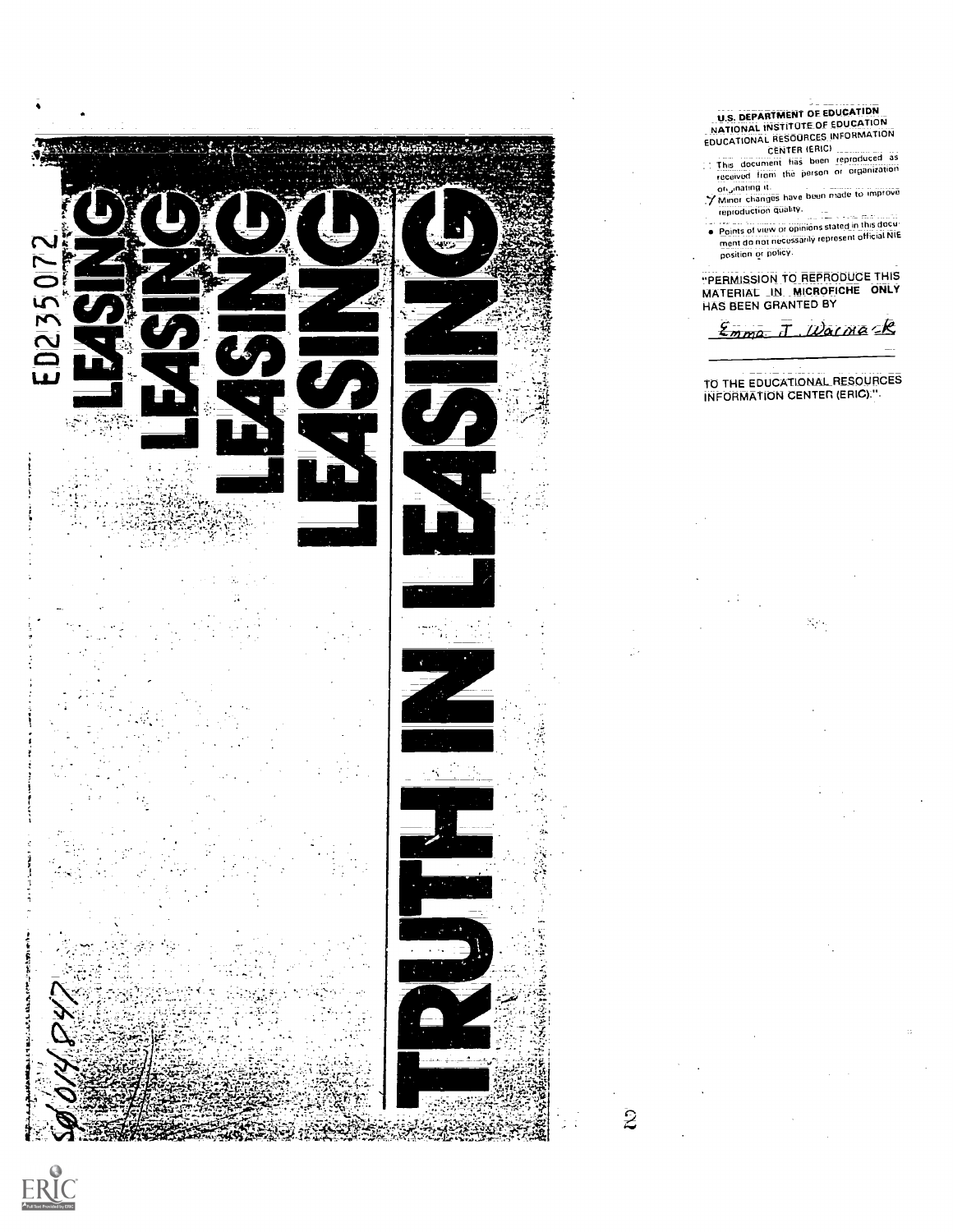ED235072

# LEASING
# LEASING
# LEASING
# LEASING
# TRUTH IN LEASING

SØ014847

U.S. DEPARTMENT OF EDUCATION
NATIONAL INSTITUTE OF EDUCATION
EDUCATIONAL RESOURCES INFORMATION CENTER (ERIC)

- This document has been reproduced as received from the person or organization originating it.
- Minor changes have been made to improve reproduction quality.
- Points of view or opinions stated in this document do not necessarily represent official NIE position or policy.

"PERMISSION TO REPRODUCE THIS MATERIAL IN MICROFICHE ONLY HAS BEEN GRANTED BY

Emma J. Warmack

TO THE EDUCATIONAL RESOURCES INFORMATION CENTER (ERIC)."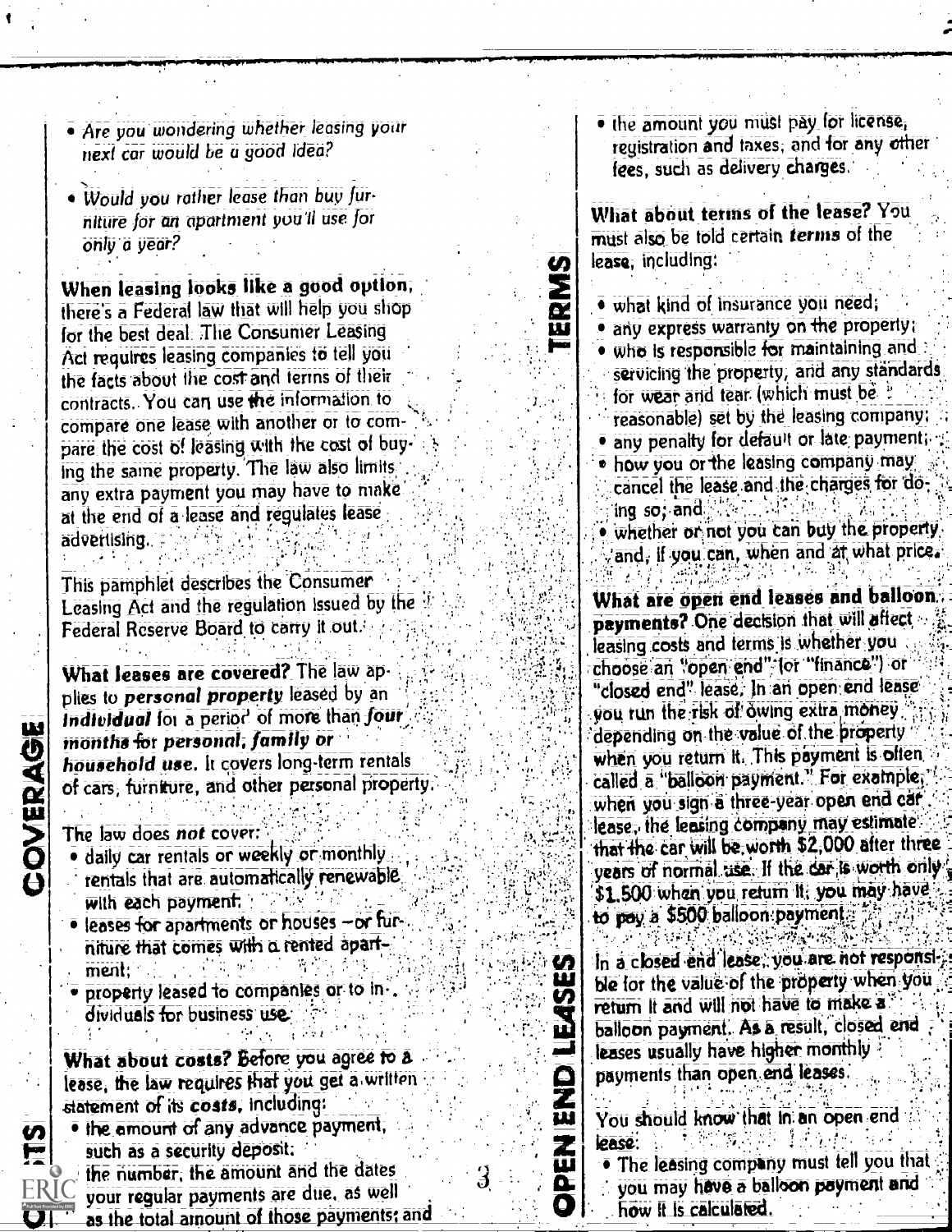- *Are you wondering whether leasing your next car would be a good idea?*
- *Would you rather lease than buy furniture for an apartment you'll use for only a year?*

**When leasing looks like a good option,** there's a Federal law that will help you shop for the best deal. The Consumer Leasing Act requires leasing companies to tell you the facts about the cost and terms of their contracts. You can use the information to compare one lease with another or to compare the cost of leasing with the cost of buying the same property. The law also limits any extra payment you may have to make at the end of a lease and regulates lease advertising.

This pamphlet describes the Consumer Leasing Act and the regulation issued by the Federal Reserve Board to carry it out.

## COVERAGE

**What leases are covered?** The law applies to ***personal property*** leased by an ***individual*** for a period of more than ***four months*** for ***personal, family or household use.*** It covers long-term rentals of cars, furniture, and other personal property.

The law does ***not*** cover:

- daily car rentals or weekly or monthly rentals that are automatically renewable with each payment;
- leases for apartments or houses—or furniture that comes with a rented apartment;
- property leased to companies or to individuals for business use.

## COSTS

**What about costs?** Before you agree to a lease, the law requires that you get a written statement of its ***costs,*** including:

- the amount of any advance payment, such as a security deposit;
- the number, the amount and the dates your regular payments are due, as well as the total amount of those payments; and
- the amount you must pay for license, registration and taxes, and for any other fees, such as delivery charges.

## TERMS

**What about terms of the lease?** You must also be told certain ***terms*** of the lease, including:

- what kind of insurance you need;
- any express warranty on the property;
- who is responsible for maintaining and servicing the property, and any standards for wear and tear (which must be reasonable) set by the leasing company;
- any penalty for default or late payment;
- how you or the leasing company may cancel the lease and the charges for doing so; and
- whether or not you can buy the property, and, if you can, when and at what price.

## OPEN END LEASES

**What are open end leases and balloon payments?** One decision that will affect leasing costs and terms is whether you choose an "open end" (or "finance") or "closed end" lease. In an open end lease you run the risk of owing extra money depending on the value of the property when you return it. This payment is often called a "balloon payment." For example, when you sign a three-year open end car lease, the leasing company may estimate that the car will be worth $2,000 after three years of normal use. If the car is worth only $1,500 when you return it, you may have to pay a $500 balloon payment.

In a closed end lease, you are not responsible for the value of the property when you return it and will not have to make a balloon payment. As a result, closed end leases usually have higher monthly payments than open end leases.

You should know that in an open end lease:

- The leasing company must tell you that you may have a balloon payment and how it is calculated.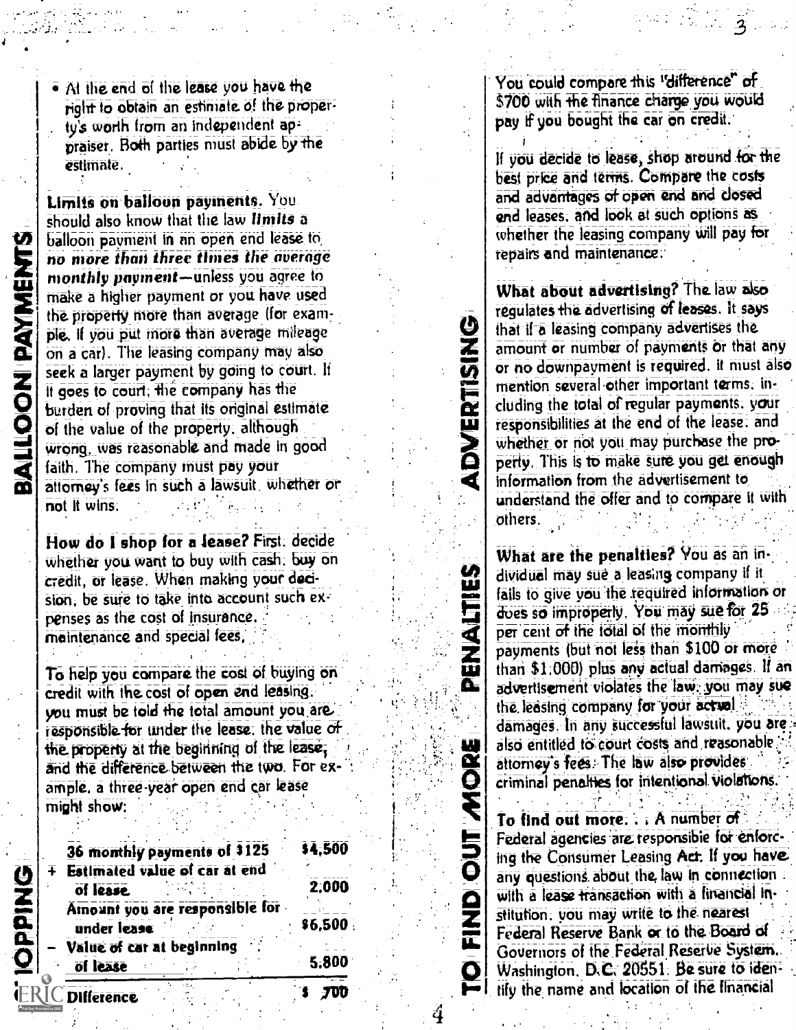- At the end of the lease you have the right to obtain an estimate of the property's worth from an independent appraiser. Both parties must abide by the estimate.

**Limits on balloon payments.** You should also know that the law ***limits*** a balloon payment in an open end lease to ***no more than three times the average monthly payment***—unless you agree to make a higher payment or you have used the property more than average (for example, if you put more than average mileage on a car). The leasing company may also seek a larger payment by going to court. If it goes to court, the company has the burden of proving that its original estimate of the value of the property, although wrong, was reasonable and made in good faith. The company must pay your attorney's fees in such a lawsuit, whether or not it wins.

**How do I shop for a lease?** First, decide whether you want to buy with cash, buy on credit, or lease. When making your decision, be sure to take into account such expenses as the cost of insurance, maintenance and special fees.

To help you compare the cost of buying on credit with the cost of open end leasing, you must be told the total amount you are responsible for under the lease, the value of the property at the beginning of the lease, and the difference between the two. For example, a three-year open end car lease might show:

| | | |
|---|---|---|
| | **36 monthly payments of $125** | **$4,500** |
| + | **Estimated value of car at end of lease** | **2,000** |
| | **Amount you are responsible for under lease** | **$6,500** |
| − | **Value of car at beginning of lease** | **5,800** |
| | **Difference** | **$ 700** |

You could compare this "difference" of $700 with the finance charge you would pay if you bought the car on credit.

If you decide to lease, shop around for the best price and terms. Compare the costs and advantages of open end and closed end leases, and look at such options as whether the leasing company will pay for repairs and maintenance.

**What about advertising?** The law also regulates the advertising of leases. It says that if a leasing company advertises the amount or number of payments or that any or no downpayment is required, it must also mention several other important terms, including the total of regular payments, your responsibilities at the end of the lease, and whether or not you may purchase the property. This is to make sure you get enough information from the advertisement to understand the offer and to compare it with others.

**What are the penalties?** You as an individual may sue a leasing company if it fails to give you the required information or does so improperly. You may sue for 25 per cent of the total of the monthly payments (but not less than $100 or more than $1,000) plus any actual damages. If an advertisement violates the law, you may sue the leasing company for your actual damages. In any successful lawsuit, you are also entitled to court costs and reasonable attorney's fees. The law also provides criminal penalties for intentional violations.

**To find out more. . .** A number of Federal agencies are responsible for enforcing the Consumer Leasing Act. If you have any questions about the law in connection with a lease transaction with a financial institution, you may write to the nearest Federal Reserve Bank or to the Board of Governors of the Federal Reserve System, Washington, D.C. 20551. Be sure to identify the name and location of the financial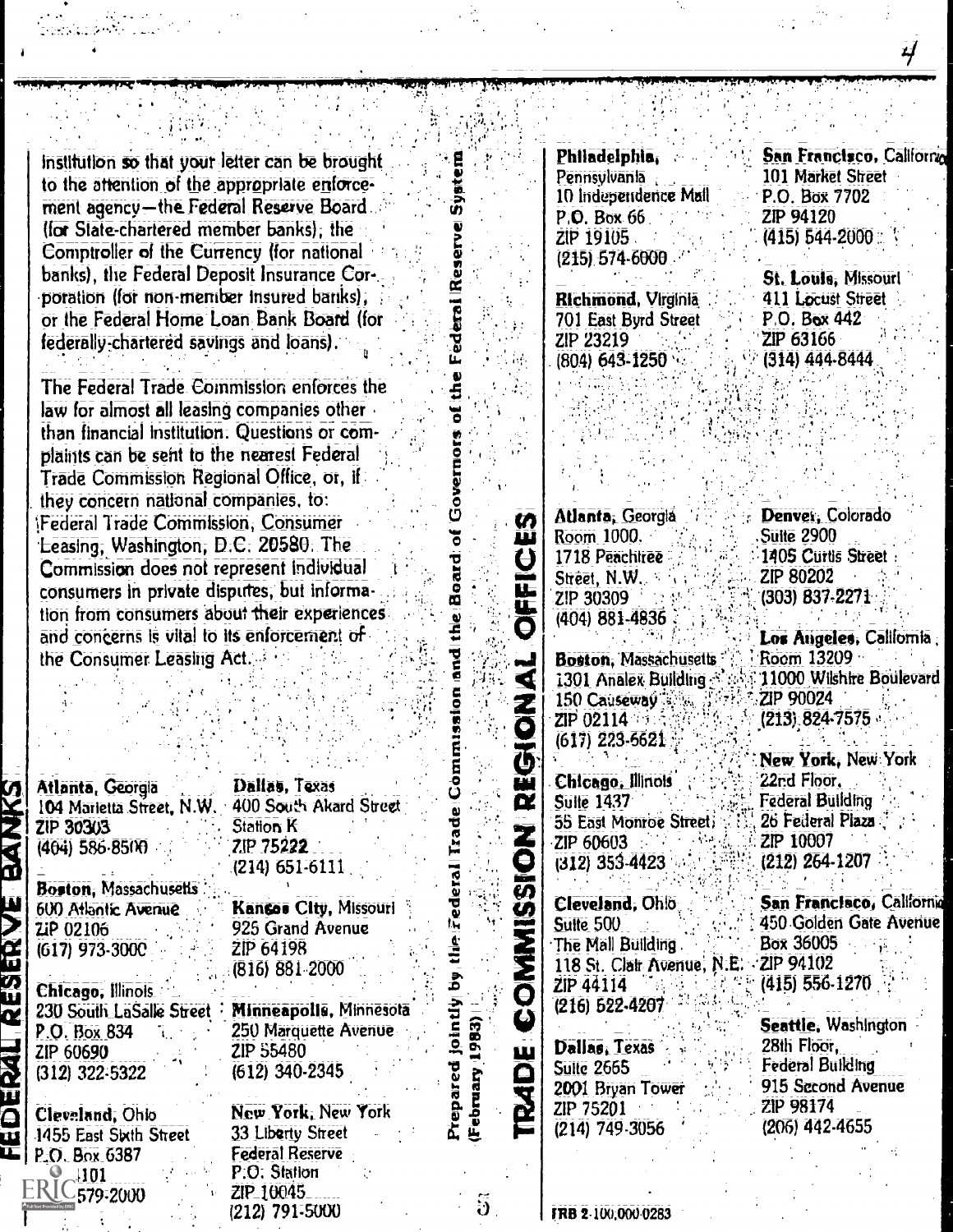institution so that your letter can be brought to the attention of the appropriate enforcement agency—the Federal Reserve Board (for State-chartered member banks), the Comptroller of the Currency (for national banks), the Federal Deposit Insurance Corporation (for non-member insured banks), or the Federal Home Loan Bank Board (for federally-chartered savings and loans).

The Federal Trade Commission enforces the law for almost all leasing companies other than financial institution. Questions or complaints can be sent to the nearest Federal Trade Commission Regional Office, or, if they concern national companies, to: Federal Trade Commission, Consumer Leasing, Washington, D.C. 20580. The Commission does not represent individual consumers in private disputes, but information from consumers about their experiences and concerns is vital to its enforcement of the Consumer Leasing Act.

## FEDERAL RESERVE BANKS

**Atlanta,** Georgia
104 Marietta Street, N.W.
ZIP 30303
(404) 586-8500

**Boston,** Massachusetts
600 Atlantic Avenue
ZIP 02106
(617) 973-3000

**Chicago,** Illinois
230 South LaSalle Street
P.O. Box 834
ZIP 60690
(312) 322-5322

**Cleveland,** Ohio
1455 East Sixth Street
P.O. Box 6387
101
579-2000

**Dallas,** Texas
400 South Akard Street
Station K
ZIP 75222
(214) 651-6111

**Kansas City,** Missouri
925 Grand Avenue
ZIP 64198
(816) 881-2000

**Minneapolis,** Minnesota
250 Marquette Avenue
ZIP 55480
(612) 340-2345

**New York,** New York
33 Liberty Street
Federal Reserve
P.O. Station
ZIP 10045
(212) 791-5000

**Philadelphia,** Pennsylvania
10 Independence Mall
P.O. Box 66
ZIP 19105
(215) 574-6000

**Richmond,** Virginia
701 East Byrd Street
ZIP 23219
(804) 643-1250

**San Francisco,** California
101 Market Street
P.O. Box 7702
ZIP 94120
(415) 544-2000

**St. Louis,** Missouri
411 Locust Street
P.O. Box 442
ZIP 63166
(314) 444-8444

Prepared jointly by the Federal Trade Commission and the Board of Governors of the Federal Reserve System (February 1983)

## TRADE COMMISSION REGIONAL OFFICES

**Atlanta,** Georgia
Room 1000
1718 Peachtree Street, N.W.
ZIP 30309
(404) 881-4836

**Boston,** Massachusetts
1301 Analex Building
150 Causeway
ZIP 02114
(617) 223-6621

**Chicago,** Illinois
Suite 1437
55 East Monroe Street
ZIP 60603
(312) 353-4423

**Cleveland,** Ohio
Suite 500
The Mall Building
118 St. Clair Avenue, N.E.
ZIP 44114
(216) 522-4207

**Dallas,** Texas
Suite 2665
2001 Bryan Tower
ZIP 75201
(214) 749-3056

**Denver,** Colorado
Suite 2900
1405 Curtis Street
ZIP 80202
(303) 837-2271

**Los Angeles,** California
Room 13209
11000 Wilshire Boulevard
ZIP 90024
(213) 824-7575

**New York,** New York
22nd Floor,
Federal Building
26 Federal Plaza
ZIP 10007
(212) 264-1207

**San Francisco,** California
450 Golden Gate Avenue
Box 36005
ZIP 94102
(415) 556-1270

**Seattle,** Washington
28th Floor,
Federal Building
915 Second Avenue
ZIP 98174
(206) 442-4655

FRB 2-100,000-0283